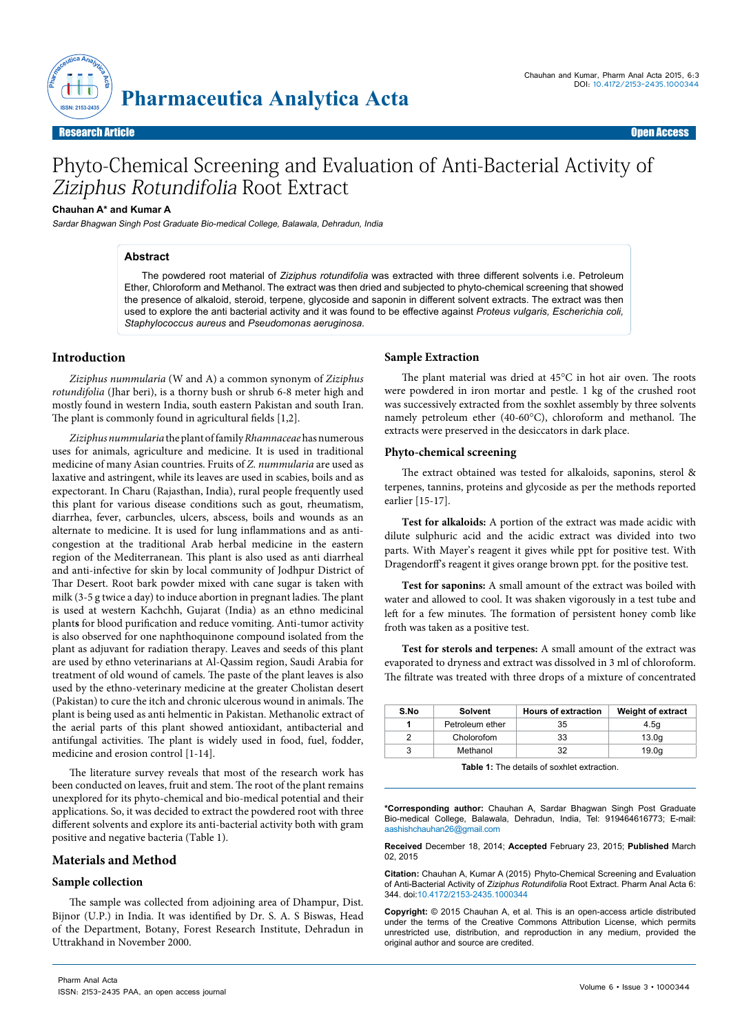Research Article | Open Access

# Phyto-Chemical Screening and Evaluation of Anti-Bacterial Activity of *Ziziphus Rotundifolia* Root Extract

**Chauhan A\* and Kumar A**

*Sardar Bhagwan Singh Post Graduate Bio-medical College, Balawala, Dehradun, India*

## Abstract

The powdered root material of *Ziziphus rotundifolia* was extracted with three different solvents i.e. Petroleum Ether, Chloroform and Methanol. The extract was then dried and subjected to phyto-chemical screening that showed the presence of alkaloid, steroid, terpene, glycoside and saponin in different solvent extracts. The extract was then used to explore the anti bacterial activity and it was found to be effective against *Proteus vulgaris, Escherichia coli, Staphylococcus aureus* and *Pseudomonas aeruginosa.*

## Introduction

*Ziziphus nummularia* (W and A) a common synonym of *Ziziphus rotundifolia* (Jhar beri), is a thorny bush or shrub 6-8 meter high and mostly found in western India, south eastern Pakistan and south Iran. The plant is commonly found in agricultural fields [1,2].

*Ziziphus nummularia* the plant of family *Rhamnaceae* has numerous uses for animals, agriculture and medicine. It is used in traditional medicine of many Asian countries. Fruits of *Z. nummularia* are used as laxative and astringent, while its leaves are used in scabies, boils and as expectorant. In Charu (Rajasthan, India), rural people frequently used this plant for various disease conditions such as gout, rheumatism, diarrhea, fever, carbuncles, ulcers, abscess, boils and wounds as an alternate to medicine. It is used for lung inflammations and as anti-congestion at the traditional Arab herbal medicine in the eastern region of the Mediterranean. This plant is also used as anti diarrheal and anti-infective for skin by local community of Jodhpur District of Thar Desert. Root bark powder mixed with cane sugar is taken with milk (3-5 g twice a day) to induce abortion in pregnant ladies. The plant is used at western Kachchh, Gujarat (India) as an ethno medicinal plants for blood purification and reduce vomiting. Anti-tumor activity is also observed for one naphthoquinone compound isolated from the plant as adjuvant for radiation therapy. Leaves and seeds of this plant are used by ethno veterinarians at Al-Qassim region, Saudi Arabia for treatment of old wound of camels. The paste of the plant leaves is also used by the ethno-veterinary medicine at the greater Cholistan desert (Pakistan) to cure the itch and chronic ulcerous wound in animals. The plant is being used as anti helmentic in Pakistan. Methanolic extract of the aerial parts of this plant showed antioxidant, antibacterial and antifungal activities. The plant is widely used in food, fuel, fodder, medicine and erosion control [1-14].

The literature survey reveals that most of the research work has been conducted on leaves, fruit and stem. The root of the plant remains unexplored for its phyto-chemical and bio-medical potential and their applications. So, it was decided to extract the powdered root with three different solvents and explore its anti-bacterial activity both with gram positive and negative bacteria (Table 1).

## Materials and Method

### Sample collection

The sample was collected from adjoining area of Dhampur, Dist. Bijnor (U.P.) in India. It was identified by Dr. S. A. S Biswas, Head of the Department, Botany, Forest Research Institute, Dehradun in Uttrakhand in November 2000.

### Sample Extraction

The plant material was dried at 45°C in hot air oven. The roots were powdered in iron mortar and pestle. 1 kg of the crushed root was successively extracted from the soxhlet assembly by three solvents namely petroleum ether (40-60°C), chloroform and methanol. The extracts were preserved in the desiccators in dark place.

### Phyto-chemical screening

The extract obtained was tested for alkaloids, saponins, sterol & terpenes, tannins, proteins and glycoside as per the methods reported earlier [15-17].

**Test for alkaloids:** A portion of the extract was made acidic with dilute sulphuric acid and the acidic extract was divided into two parts. With Mayer's reagent it gives while ppt for positive test. With Dragendorff's reagent it gives orange brown ppt. for the positive test.

**Test for saponins:** A small amount of the extract was boiled with water and allowed to cool. It was shaken vigorously in a test tube and left for a few minutes. The formation of persistent honey comb like froth was taken as a positive test.

**Test for sterols and terpenes:** A small amount of the extract was evaporated to dryness and extract was dissolved in 3 ml of chloroform. The filtrate was treated with three drops of a mixture of concentrated

| S.No | Solvent | Hours of extraction | Weight of extract |
|---|---|---|---|
| 1 | Petroleum ether | 35 | 4.5g |
| 2 | Cholorofom | 33 | 13.0g |
| 3 | Methanol | 32 | 19.0g |

**Table 1:** The details of soxhlet extraction.

**\*Corresponding author:** Chauhan A, Sardar Bhagwan Singh Post Graduate Bio-medical College, Balawala, Dehradun, India, Tel: 919464616773; E-mail: aashishchauhan26@gmail.com

**Received** December 18, 2014; **Accepted** February 23, 2015; **Published** March 02, 2015

**Citation:** Chauhan A, Kumar A (2015) Phyto-Chemical Screening and Evaluation of Anti-Bacterial Activity of *Ziziphus Rotundifolia* Root Extract. Pharm Anal Acta 6: 344. doi:10.4172/2153-2435.1000344

**Copyright:** © 2015 Chauhan A, et al. This is an open-access article distributed under the terms of the Creative Commons Attribution License, which permits unrestricted use, distribution, and reproduction in any medium, provided the original author and source are credited.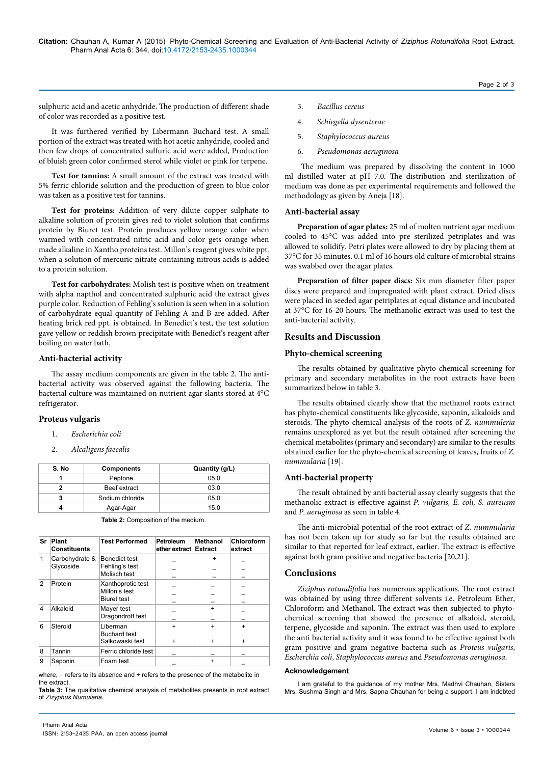sulphuric acid and acetic anhydride. The production of different shade of color was recorded as a positive test.

It was furthered verified by Libermann Buchard test. A small portion of the extract was treated with hot acetic anhydride, cooled and then few drops of concentrated sulfuric acid were added, Production of bluish green color confirmed sterol while violet or pink for terpene.

**Test for tannins:** A small amount of the extract was treated with 5% ferric chloride solution and the production of green to blue color was taken as a positive test for tannins.

**Test for proteins:** Addition of very dilute copper sulphate to alkaline solution of protein gives red to violet solution that confirms protein by Biuret test. Protein produces yellow orange color when warmed with concentrated nitric acid and color gets orange when made alkaline in Xantho proteins test. Millon's reagent gives white ppt. when a solution of mercuric nitrate containing nitrous acids is added to a protein solution.

**Test for carbohydrates:** Molish test is positive when on treatment with alpha napthol and concentrated sulphuric acid the extract gives purple color. Reduction of Fehling's solution is seen when in a solution of carbohydrate equal quantity of Fehling A and B are added. After heating brick red ppt. is obtained. In Benedict's test, the test solution gave yellow or reddish brown precipitate with Benedict's reagent after boiling on water bath.

## Anti-bacterial activity

The assay medium components are given in the table 2. The anti-bacterial activity was observed against the following bacteria. The bacterial culture was maintained on nutrient agar slants stored at 4°C refrigerator.

### Proteus vulgaris

1. *Escherichia coli*
2. *Alcaligens faecalis*
3. *Bacillus cereus*
4. *Schiegella dysenterae*
5. *Staphylococcus aureus*
6. *Pseudomonas aeruginosa*

| S. No | Components | Quantity (g/L) |
|---|---|---|
| 1 | Peptone | 05.0 |
| 2 | Beef extract | 03.0 |
| 3 | Sodium chloride | 05.0 |
| 4 | Agar-Agar | 15.0 |

**Table 2:** Composition of the medium.

| Sr | Plant Constituents | Test Performed | Petroleum ether extract | Methanol Extract | Chloroform extract |
|---|---|---|---|---|---|
| 1 | Carbohydrate & Glycoside | Benedict test<br>Fehling's test<br>Molisch test | _<br>_<br>_ | +<br>_<br>_ | _<br>_<br>_ |
| 2 | Protein | Xanthoprotic test<br>Millon's test<br>Biuret test | _<br>_<br>_ | _<br>_<br>_ | _<br>_<br>_ |
| 4 | Alkaloid | Mayer test<br>Dragondroff test | _<br>_ | +<br>_ | _<br>_ |
| 6 | Steroid | Liberman Buchard test<br>Salkowaski test | +<br>+ | +<br>+ | +<br>+ |
| 8 | Tannin | Ferric chloride test | _ | _ | _ |
| 9 | Saponin | Foam test | _ | + | _ |

where, - refers to its absence and + refers to the presence of the metabolite in the extract.

**Table 3:** The qualitative chemical analysis of metabolites presents in root extract of *Zizyphus Numularia.*

The medium was prepared by dissolving the content in 1000 ml distilled water at pH 7.0. The distribution and sterilization of medium was done as per experimental requirements and followed the methodology as given by Aneja [18].

## Anti-bacterial assay

**Preparation of agar plates:** 25 ml of molten nutrient agar medium cooled to 45°C was added into pre sterilized petriplates and was allowed to solidify. Petri plates were allowed to dry by placing them at 37°C for 35 minutes. 0.1 ml of 16 hours old culture of microbial strains was swabbed over the agar plates.

**Preparation of filter paper discs:** Six mm diameter filter paper discs were prepared and impregnated with plant extract. Dried discs were placed in seeded agar petriplates at equal distance and incubated at 37°C for 16-20 hours. The methanolic extract was used to test the anti-bacterial activity.

# Results and Discussion

## Phyto-chemical screening

The results obtained by qualitative phyto-chemical screening for primary and secondary metabolites in the root extracts have been summarized below in table 3.

The results obtained clearly show that the methanol roots extract has phyto-chemical constituents like glycoside, saponin, alkaloids and steroids. The phyto-chemical analysis of the roots of *Z. nummuleria* remains unexplored as yet but the result obtained after screening the chemical metabolites (primary and secondary) are similar to the results obtained earlier for the phyto-chemical screening of leaves, fruits of *Z. nummularia* [19].

## Anti-bacterial property

The result obtained by anti bacterial assay clearly suggests that the methanolic extract is effective against *P. vulgaris, E. coli, S. aureusm* and *P. aeruginosa* as seen in table 4.

The anti-microbial potential of the root extract of *Z. nummularia* has not been taken up for study so far but the results obtained are similar to that reported for leaf extract, earlier. The extract is effective against both gram positive and negative bacteria [20,21].

# Conclusions

*Ziziphus rotundifolia* has numerous applications. The root extract was obtained by using three different solvents i.e. Petroleum Ether, Chloroform and Methanol. The extract was then subjected to phyto-chemical screening that showed the presence of alkaloid, steroid, terpene, glycoside and saponin. The extract was then used to explore the anti bacterial activity and it was found to be effective against both gram positive and gram negative bacteria such as *Proteus vulgaris*, *Escherchia coli*, *Staphylococcus aureus* and *Pseudomonas aeruginosa.*

### Acknowledgement

I am grateful to the guidance of my mother Mrs. Madhvi Chauhan, Sisters Mrs. Sushma Singh and Mrs. Sapna Chauhan for being a support. I am indebted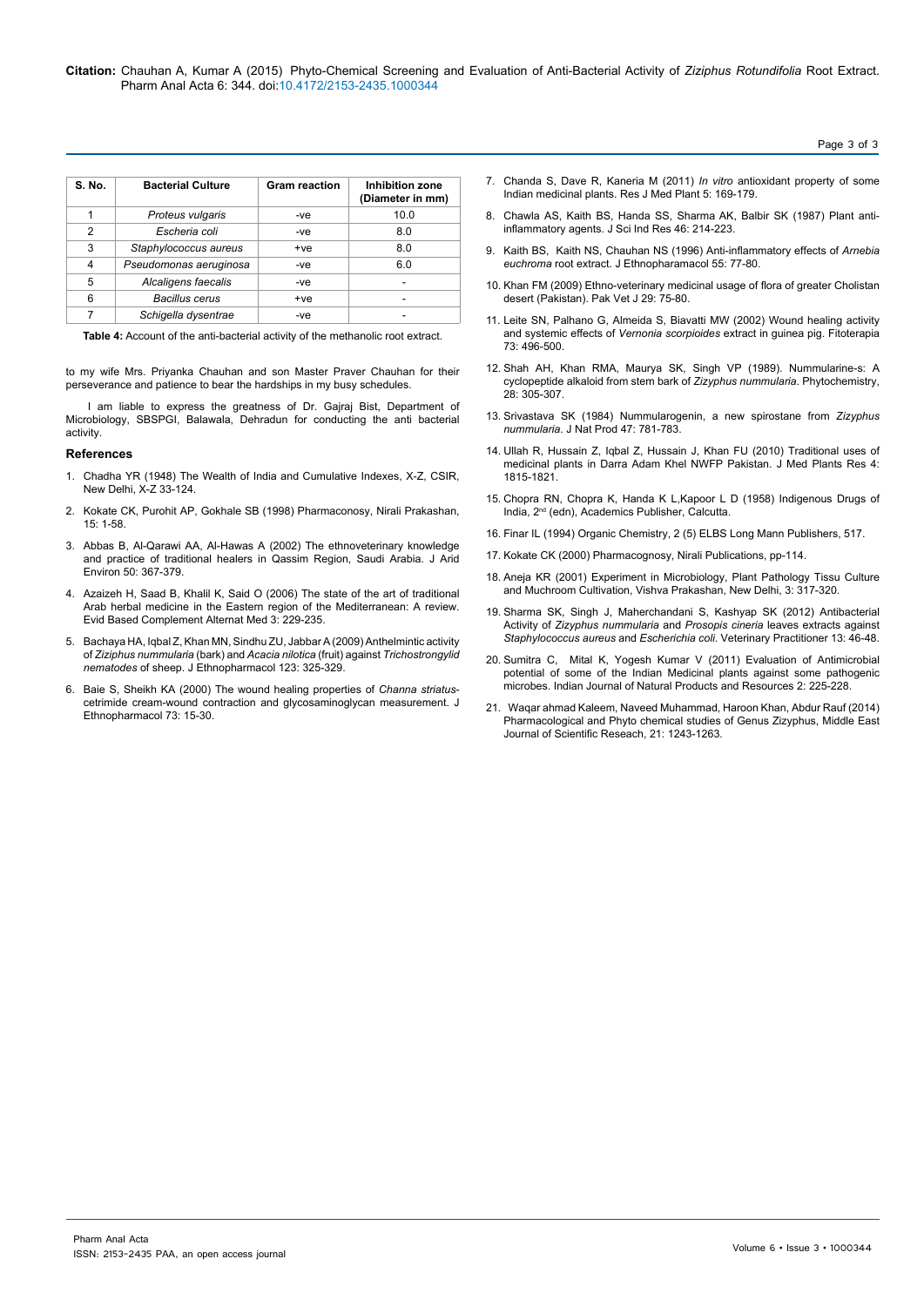| S. No. | Bacterial Culture | Gram reaction | Inhibition zone (Diameter in mm) |
|---|---|---|---|
| 1 | *Proteus vulgaris* | -ve | 10.0 |
| 2 | *Escheria coli* | -ve | 8.0 |
| 3 | *Staphylococcus aureus* | +ve | 8.0 |
| 4 | *Pseudomonas aeruginosa* | -ve | 6.0 |
| 5 | *Alcaligens faecalis* | -ve | - |
| 6 | *Bacillus cerus* | +ve | - |
| 7 | *Schigella dysentrae* | -ve | - |

**Table 4:** Account of the anti-bacterial activity of the methanolic root extract.

to my wife Mrs. Priyanka Chauhan and son Master Praver Chauhan for their perseverance and patience to bear the hardships in my busy schedules.

I am liable to express the greatness of Dr. Gajraj Bist, Department of Microbiology, SBSPGI, Balawala, Dehradun for conducting the anti bacterial activity.

### References

1. Chadha YR (1948) The Wealth of India and Cumulative Indexes, X-Z, CSIR, New Delhi, X-Z 33-124.
2. Kokate CK, Purohit AP, Gokhale SB (1998) Pharmaconosy, Nirali Prakashan, 15: 1-58.
3. Abbas B, Al-Qarawi AA, Al-Hawas A (2002) The ethnoveterinary knowledge and practice of traditional healers in Qassim Region, Saudi Arabia. J Arid Environ 50: 367-379.
4. Azaizeh H, Saad B, Khalil K, Said O (2006) The state of the art of traditional Arab herbal medicine in the Eastern region of the Mediterranean: A review. Evid Based Complement Alternat Med 3: 229-235.
5. Bachaya HA, Iqbal Z, Khan MN, Sindhu ZU, Jabbar A (2009) Anthelmintic activity of *Ziziphus nummularia* (bark) and *Acacia nilotica* (fruit) against *Trichostrongylid nematodes* of sheep. J Ethnopharmacol 123: 325-329.
6. Baie S, Sheikh KA (2000) The wound healing properties of *Channa striatus*-cetrimide cream-wound contraction and glycosaminoglycan measurement. J Ethnopharmacol 73: 15-30.
7. Chanda S, Dave R, Kaneria M (2011) *In vitro* antioxidant property of some Indian medicinal plants. Res J Med Plant 5: 169-179.
8. Chawla AS, Kaith BS, Handa SS, Sharma AK, Balbir SK (1987) Plant anti-inflammatory agents. J Sci Ind Res 46: 214-223.
9. Kaith BS, Kaith NS, Chauhan NS (1996) Anti-inflammatory effects of *Arnebia euchroma* root extract. J Ethnopharmacol 55: 77-80.
10. Khan FM (2009) Ethno-veterinary medicinal usage of flora of greater Cholistan desert (Pakistan). Pak Vet J 29: 75-80.
11. Leite SN, Palhano G, Almeida S, Biavatti MW (2002) Wound healing activity and systemic effects of *Vernonia scorpioides* extract in guinea pig. Fitoterapia 73: 496-500.
12. Shah AH, Khan RMA, Maurya SK, Singh VP (1989). Nummularine-s: A cyclopeptide alkaloid from stem bark of *Zizyphus nummularia*. Phytochemistry, 28: 305-307.
13. Srivastava SK (1984) Nummularogenin, a new spirostane from *Zizyphus nummularia*. J Nat Prod 47: 781-783.
14. Ullah R, Hussain Z, Iqbal Z, Hussain J, Khan FU (2010) Traditional uses of medicinal plants in Darra Adam Khel NWFP Pakistan. J Med Plants Res 4: 1815-1821.
15. Chopra RN, Chopra K, Handa K L,Kapoor L D (1958) Indigenous Drugs of India, 2nd (edn), Academics Publisher, Calcutta.
16. Finar IL (1994) Organic Chemistry, 2 (5) ELBS Long Mann Publishers, 517.
17. Kokate CK (2000) Pharmacognosy, Nirali Publications, pp-114.
18. Aneja KR (2001) Experiment in Microbiology, Plant Pathology Tissu Culture and Muchroom Cultivation, Vishva Prakashan, New Delhi, 3: 317-320.
19. Sharma SK, Singh J, Maherchandani S, Kashyap SK (2012) Antibacterial Activity of *Zizyphus nummularia* and *Prosopis cineria* leaves extracts against *Staphylococcus aureus* and *Escherichia coli*. Veterinary Practitioner 13: 46-48.
20. Sumitra C, Mital K, Yogesh Kumar V (2011) Evaluation of Antimicrobial potential of some of the Indian Medicinal plants against some pathogenic microbes. Indian Journal of Natural Products and Resources 2: 225-228.
21. Waqar ahmad Kaleem, Naveed Muhammad, Haroon Khan, Abdur Rauf (2014) Pharmacological and Phyto chemical studies of Genus Zizyphus, Middle East Journal of Scientific Reseach, 21: 1243-1263.